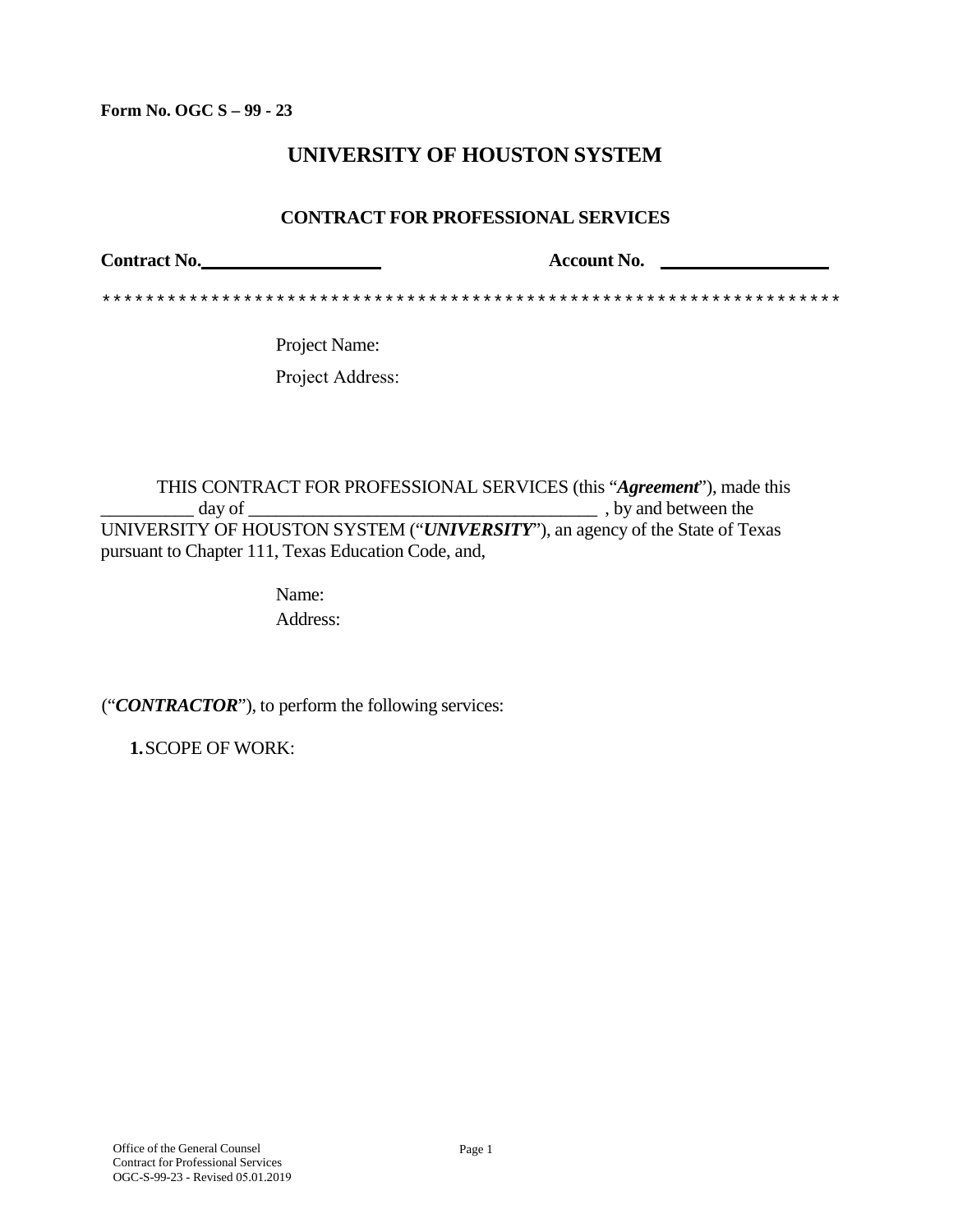**Form No. OGC S – 99 - 23**

# UNIVERSITY OF HOUSTON SYSTEM

## CONTRACT FOR PROFESSIONAL SERVICES

**Contract No.**____________________ **Account No.** ____________________

*******************************************************************

Project Name:

Project Address:

THIS CONTRACT FOR PROFESSIONAL SERVICES (this "***Agreement***"), made this __________ day of _______________________________________ , by and between the UNIVERSITY OF HOUSTON SYSTEM ("***UNIVERSITY***"), an agency of the State of Texas pursuant to Chapter 111, Texas Education Code, and,

Name:
Address:

("***CONTRACTOR***"), to perform the following services:

**1.** SCOPE OF WORK: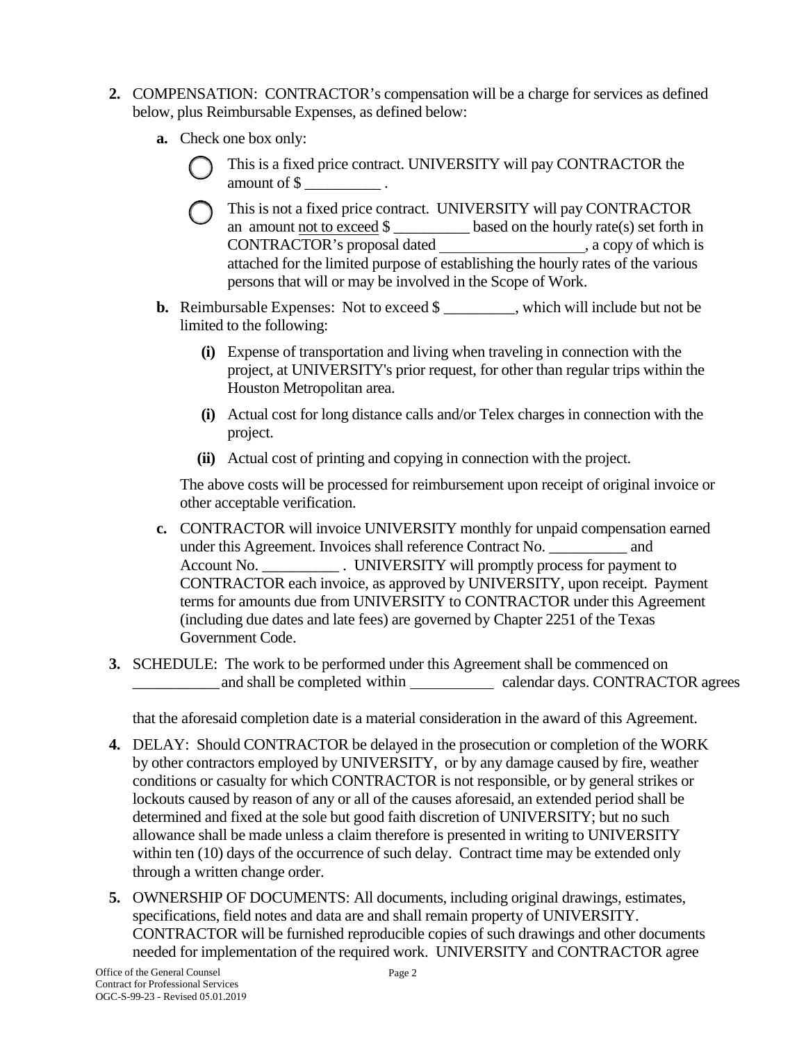2. COMPENSATION: CONTRACTOR's compensation will be a charge for services as defined below, plus Reimbursable Expenses, as defined below:

   a. Check one box only:

      ◯ This is a fixed price contract. UNIVERSITY will pay CONTRACTOR the amount of $ __________ .

      ◯ This is not a fixed price contract. UNIVERSITY will pay CONTRACTOR an amount not to exceed $ __________ based on the hourly rate(s) set forth in CONTRACTOR's proposal dated ___________________, a copy of which is attached for the limited purpose of establishing the hourly rates of the various persons that will or may be involved in the Scope of Work.

   b. Reimbursable Expenses: Not to exceed $ _________, which will include but not be limited to the following:

      (i) Expense of transportation and living when traveling in connection with the project, at UNIVERSITY's prior request, for other than regular trips within the Houston Metropolitan area.

      (i) Actual cost for long distance calls and/or Telex charges in connection with the project.

      (ii) Actual cost of printing and copying in connection with the project.

      The above costs will be processed for reimbursement upon receipt of original invoice or other acceptable verification.

   c. CONTRACTOR will invoice UNIVERSITY monthly for unpaid compensation earned under this Agreement. Invoices shall reference Contract No. __________ and Account No. __________ . UNIVERSITY will promptly process for payment to CONTRACTOR each invoice, as approved by UNIVERSITY, upon receipt. Payment terms for amounts due from UNIVERSITY to CONTRACTOR under this Agreement (including due dates and late fees) are governed by Chapter 2251 of the Texas Government Code.

3. SCHEDULE: The work to be performed under this Agreement shall be commenced on ___________ and shall be completed within ___________ calendar days. CONTRACTOR agrees that the aforesaid completion date is a material consideration in the award of this Agreement.

4. DELAY: Should CONTRACTOR be delayed in the prosecution or completion of the WORK by other contractors employed by UNIVERSITY, or by any damage caused by fire, weather conditions or casualty for which CONTRACTOR is not responsible, or by general strikes or lockouts caused by reason of any or all of the causes aforesaid, an extended period shall be determined and fixed at the sole but good faith discretion of UNIVERSITY; but no such allowance shall be made unless a claim therefore is presented in writing to UNIVERSITY within ten (10) days of the occurrence of such delay. Contract time may be extended only through a written change order.

5. OWNERSHIP OF DOCUMENTS: All documents, including original drawings, estimates, specifications, field notes and data are and shall remain property of UNIVERSITY. CONTRACTOR will be furnished reproducible copies of such drawings and other documents needed for implementation of the required work. UNIVERSITY and CONTRACTOR agree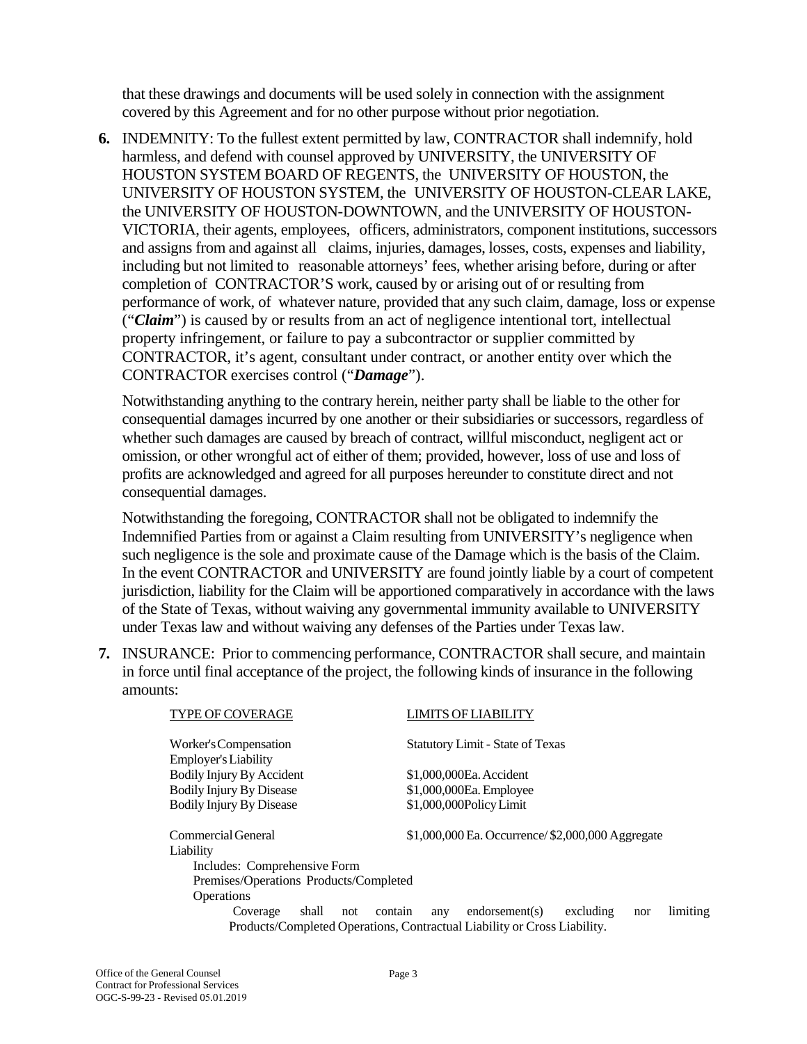that these drawings and documents will be used solely in connection with the assignment covered by this Agreement and for no other purpose without prior negotiation.

**6.** INDEMNITY: To the fullest extent permitted by law, CONTRACTOR shall indemnify, hold harmless, and defend with counsel approved by UNIVERSITY, the UNIVERSITY OF HOUSTON SYSTEM BOARD OF REGENTS, the UNIVERSITY OF HOUSTON, the UNIVERSITY OF HOUSTON SYSTEM, the UNIVERSITY OF HOUSTON-CLEAR LAKE, the UNIVERSITY OF HOUSTON-DOWNTOWN, and the UNIVERSITY OF HOUSTON-VICTORIA, their agents, employees, officers, administrators, component institutions, successors and assigns from and against all claims, injuries, damages, losses, costs, expenses and liability, including but not limited to reasonable attorneys' fees, whether arising before, during or after completion of CONTRACTOR'S work, caused by or arising out of or resulting from performance of work, of whatever nature, provided that any such claim, damage, loss or expense ("***Claim***") is caused by or results from an act of negligence intentional tort, intellectual property infringement, or failure to pay a subcontractor or supplier committed by CONTRACTOR, it's agent, consultant under contract, or another entity over which the CONTRACTOR exercises control ("***Damage***").

Notwithstanding anything to the contrary herein, neither party shall be liable to the other for consequential damages incurred by one another or their subsidiaries or successors, regardless of whether such damages are caused by breach of contract, willful misconduct, negligent act or omission, or other wrongful act of either of them; provided, however, loss of use and loss of profits are acknowledged and agreed for all purposes hereunder to constitute direct and not consequential damages.

Notwithstanding the foregoing, CONTRACTOR shall not be obligated to indemnify the Indemnified Parties from or against a Claim resulting from UNIVERSITY's negligence when such negligence is the sole and proximate cause of the Damage which is the basis of the Claim. In the event CONTRACTOR and UNIVERSITY are found jointly liable by a court of competent jurisdiction, liability for the Claim will be apportioned comparatively in accordance with the laws of the State of Texas, without waiving any governmental immunity available to UNIVERSITY under Texas law and without waiving any defenses of the Parties under Texas law.

**7.** INSURANCE: Prior to commencing performance, CONTRACTOR shall secure, and maintain in force until final acceptance of the project, the following kinds of insurance in the following amounts:

| TYPE OF COVERAGE | LIMITS OF LIABILITY |
|---|---|
| Worker's Compensation | Statutory Limit - State of Texas |
| Employer's Liability | |
| Bodily Injury By Accident | $1,000,000 Ea. Accident |
| Bodily Injury By Disease | $1,000,000 Ea. Employee |
| Bodily Injury By Disease | $1,000,000 Policy Limit |
| Commercial General Liability | $1,000,000 Ea. Occurrence/ $2,000,000 Aggregate |

Includes: Comprehensive Form Premises/Operations Products/Completed Operations

Coverage shall not contain any endorsement(s) excluding nor limiting Products/Completed Operations, Contractual Liability or Cross Liability.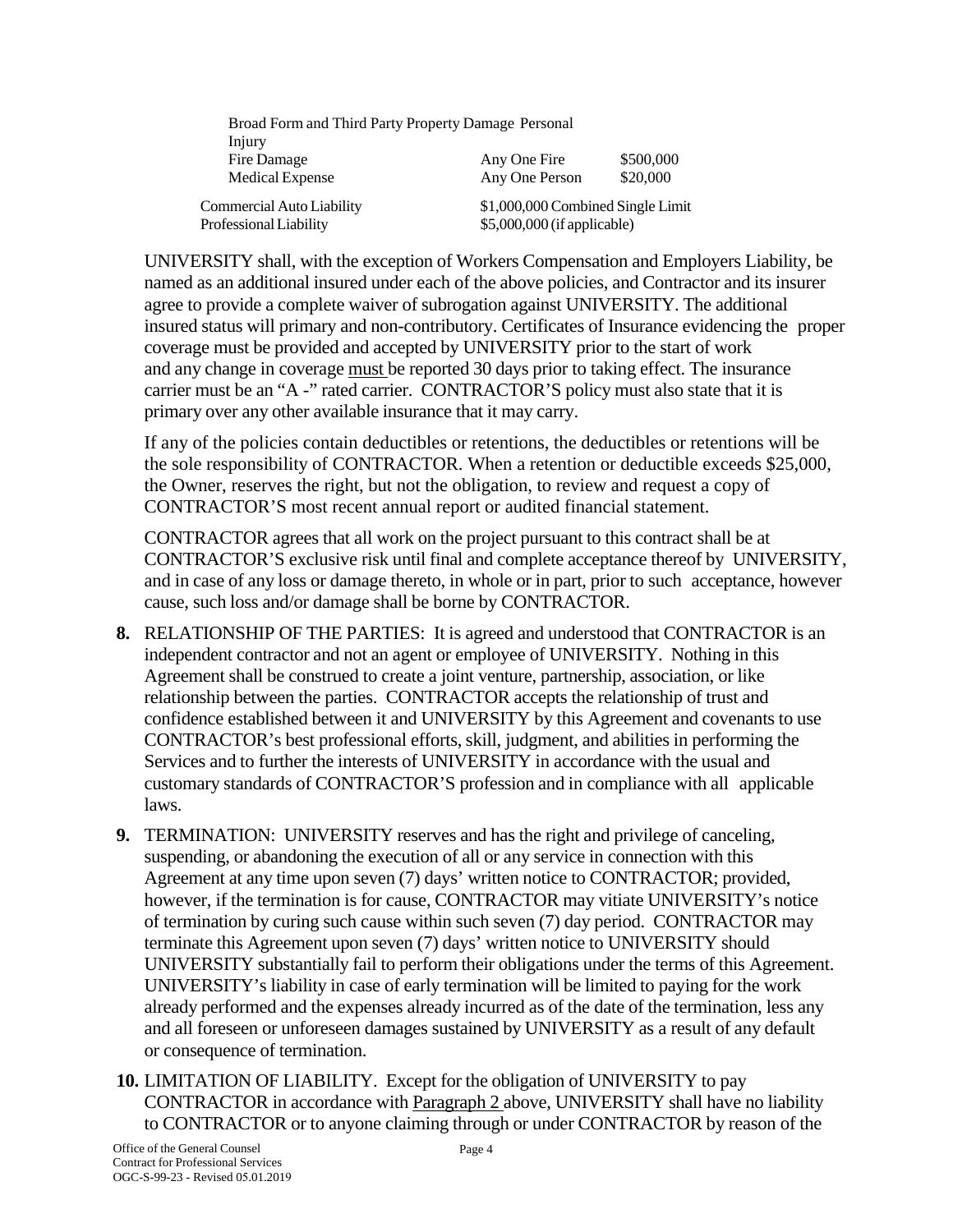| | | |
|---|---|---|
| Broad Form and Third Party Property Damage Personal Injury | | |
| Fire Damage | Any One Fire | \$500,000 |
| Medical Expense | Any One Person | \$20,000 |
| Commercial Auto Liability | \$1,000,000 Combined Single Limit | |
| Professional Liability | \$5,000,000 (if applicable) | |

UNIVERSITY shall, with the exception of Workers Compensation and Employers Liability, be named as an additional insured under each of the above policies, and Contractor and its insurer agree to provide a complete waiver of subrogation against UNIVERSITY. The additional insured status will primary and non-contributory. Certificates of Insurance evidencing the proper coverage must be provided and accepted by UNIVERSITY prior to the start of work and any change in coverage <u>must</u> be reported 30 days prior to taking effect. The insurance carrier must be an "A -" rated carrier. CONTRACTOR'S policy must also state that it is primary over any other available insurance that it may carry.

If any of the policies contain deductibles or retentions, the deductibles or retentions will be the sole responsibility of CONTRACTOR. When a retention or deductible exceeds \$25,000, the Owner, reserves the right, but not the obligation, to review and request a copy of CONTRACTOR'S most recent annual report or audited financial statement.

CONTRACTOR agrees that all work on the project pursuant to this contract shall be at CONTRACTOR'S exclusive risk until final and complete acceptance thereof by UNIVERSITY, and in case of any loss or damage thereto, in whole or in part, prior to such acceptance, however cause, such loss and/or damage shall be borne by CONTRACTOR.

**8.** RELATIONSHIP OF THE PARTIES: It is agreed and understood that CONTRACTOR is an independent contractor and not an agent or employee of UNIVERSITY. Nothing in this Agreement shall be construed to create a joint venture, partnership, association, or like relationship between the parties. CONTRACTOR accepts the relationship of trust and confidence established between it and UNIVERSITY by this Agreement and covenants to use CONTRACTOR's best professional efforts, skill, judgment, and abilities in performing the Services and to further the interests of UNIVERSITY in accordance with the usual and customary standards of CONTRACTOR'S profession and in compliance with all applicable laws.

**9.** TERMINATION: UNIVERSITY reserves and has the right and privilege of canceling, suspending, or abandoning the execution of all or any service in connection with this Agreement at any time upon seven (7) days' written notice to CONTRACTOR; provided, however, if the termination is for cause, CONTRACTOR may vitiate UNIVERSITY's notice of termination by curing such cause within such seven (7) day period. CONTRACTOR may terminate this Agreement upon seven (7) days' written notice to UNIVERSITY should UNIVERSITY substantially fail to perform their obligations under the terms of this Agreement. UNIVERSITY's liability in case of early termination will be limited to paying for the work already performed and the expenses already incurred as of the date of the termination, less any and all foreseen or unforeseen damages sustained by UNIVERSITY as a result of any default or consequence of termination.

**10.** LIMITATION OF LIABILITY. Except for the obligation of UNIVERSITY to pay CONTRACTOR in accordance with <u>Paragraph 2</u> above, UNIVERSITY shall have no liability to CONTRACTOR or to anyone claiming through or under CONTRACTOR by reason of the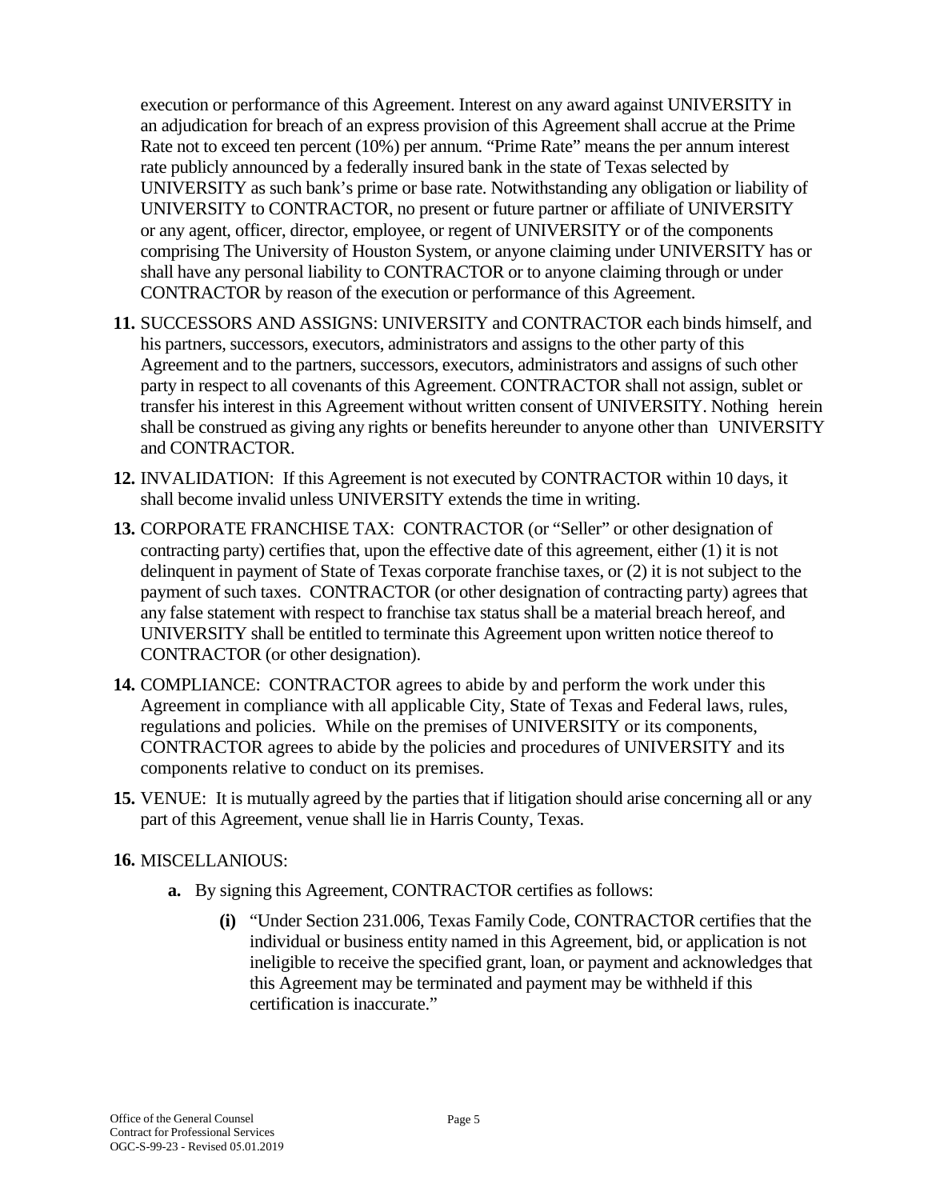execution or performance of this Agreement. Interest on any award against UNIVERSITY in an adjudication for breach of an express provision of this Agreement shall accrue at the Prime Rate not to exceed ten percent (10%) per annum. "Prime Rate" means the per annum interest rate publicly announced by a federally insured bank in the state of Texas selected by UNIVERSITY as such bank's prime or base rate. Notwithstanding any obligation or liability of UNIVERSITY to CONTRACTOR, no present or future partner or affiliate of UNIVERSITY or any agent, officer, director, employee, or regent of UNIVERSITY or of the components comprising The University of Houston System, or anyone claiming under UNIVERSITY has or shall have any personal liability to CONTRACTOR or to anyone claiming through or under CONTRACTOR by reason of the execution or performance of this Agreement.

**11.** SUCCESSORS AND ASSIGNS: UNIVERSITY and CONTRACTOR each binds himself, and his partners, successors, executors, administrators and assigns to the other party of this Agreement and to the partners, successors, executors, administrators and assigns of such other party in respect to all covenants of this Agreement. CONTRACTOR shall not assign, sublet or transfer his interest in this Agreement without written consent of UNIVERSITY. Nothing herein shall be construed as giving any rights or benefits hereunder to anyone other than UNIVERSITY and CONTRACTOR.

**12.** INVALIDATION: If this Agreement is not executed by CONTRACTOR within 10 days, it shall become invalid unless UNIVERSITY extends the time in writing.

**13.** CORPORATE FRANCHISE TAX: CONTRACTOR (or "Seller" or other designation of contracting party) certifies that, upon the effective date of this agreement, either (1) it is not delinquent in payment of State of Texas corporate franchise taxes, or (2) it is not subject to the payment of such taxes. CONTRACTOR (or other designation of contracting party) agrees that any false statement with respect to franchise tax status shall be a material breach hereof, and UNIVERSITY shall be entitled to terminate this Agreement upon written notice thereof to CONTRACTOR (or other designation).

**14.** COMPLIANCE: CONTRACTOR agrees to abide by and perform the work under this Agreement in compliance with all applicable City, State of Texas and Federal laws, rules, regulations and policies. While on the premises of UNIVERSITY or its components, CONTRACTOR agrees to abide by the policies and procedures of UNIVERSITY and its components relative to conduct on its premises.

**15.** VENUE: It is mutually agreed by the parties that if litigation should arise concerning all or any part of this Agreement, venue shall lie in Harris County, Texas.

**16.** MISCELLANIOUS:

- **a.** By signing this Agreement, CONTRACTOR certifies as follows:
  - **(i)** "Under Section 231.006, Texas Family Code, CONTRACTOR certifies that the individual or business entity named in this Agreement, bid, or application is not ineligible to receive the specified grant, loan, or payment and acknowledges that this Agreement may be terminated and payment may be withheld if this certification is inaccurate."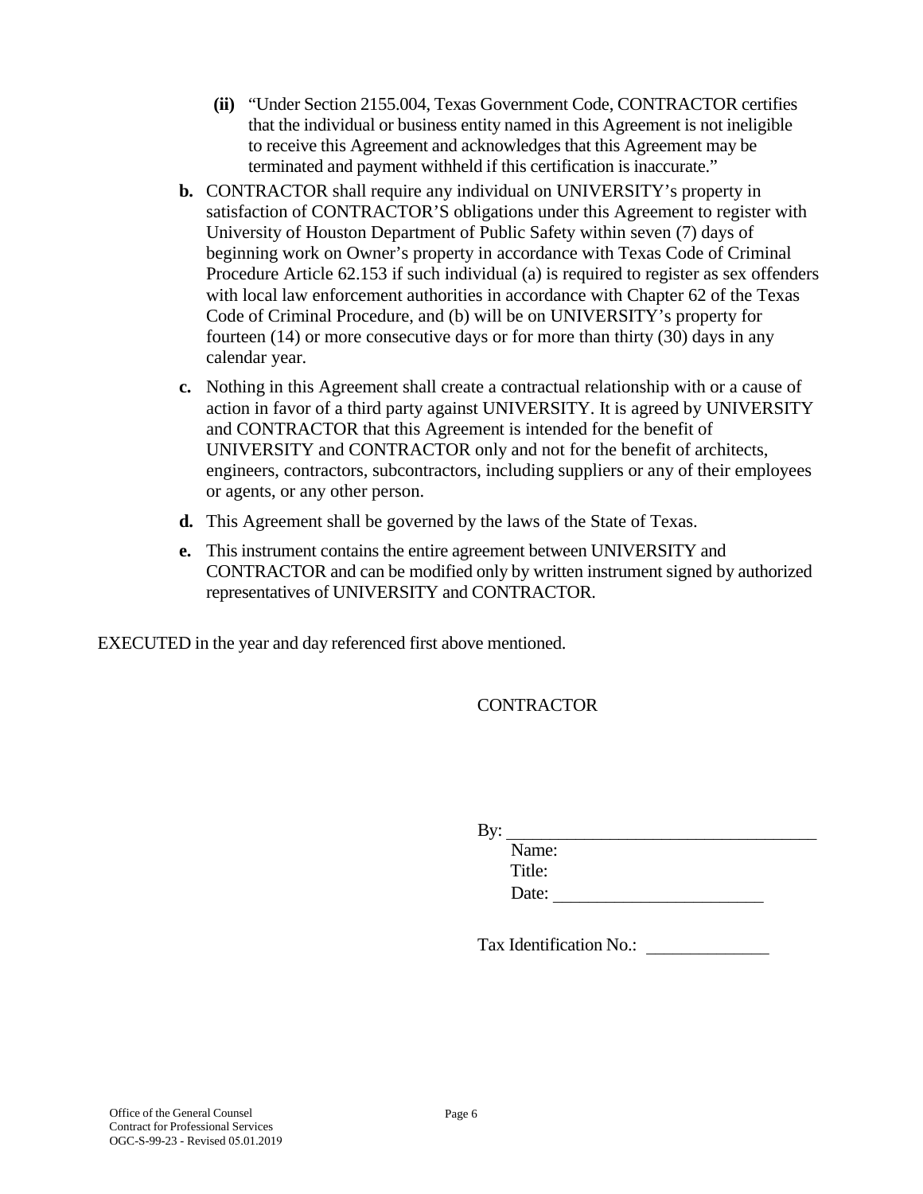(ii) "Under Section 2155.004, Texas Government Code, CONTRACTOR certifies that the individual or business entity named in this Agreement is not ineligible to receive this Agreement and acknowledges that this Agreement may be terminated and payment withheld if this certification is inaccurate."

**b.** CONTRACTOR shall require any individual on UNIVERSITY's property in satisfaction of CONTRACTOR'S obligations under this Agreement to register with University of Houston Department of Public Safety within seven (7) days of beginning work on Owner's property in accordance with Texas Code of Criminal Procedure Article 62.153 if such individual (a) is required to register as sex offenders with local law enforcement authorities in accordance with Chapter 62 of the Texas Code of Criminal Procedure, and (b) will be on UNIVERSITY's property for fourteen (14) or more consecutive days or for more than thirty (30) days in any calendar year.

**c.** Nothing in this Agreement shall create a contractual relationship with or a cause of action in favor of a third party against UNIVERSITY. It is agreed by UNIVERSITY and CONTRACTOR that this Agreement is intended for the benefit of UNIVERSITY and CONTRACTOR only and not for the benefit of architects, engineers, contractors, subcontractors, including suppliers or any of their employees or agents, or any other person.

**d.** This Agreement shall be governed by the laws of the State of Texas.

**e.** This instrument contains the entire agreement between UNIVERSITY and CONTRACTOR and can be modified only by written instrument signed by authorized representatives of UNIVERSITY and CONTRACTOR.

EXECUTED in the year and day referenced first above mentioned.

CONTRACTOR

By: ___________________________________

Name:

Title:

Date: ________________________

Tax Identification No.: ______________

Office of the General Counsel
Contract for Professional Services
OGC-S-99-23 - Revised 05.01.2019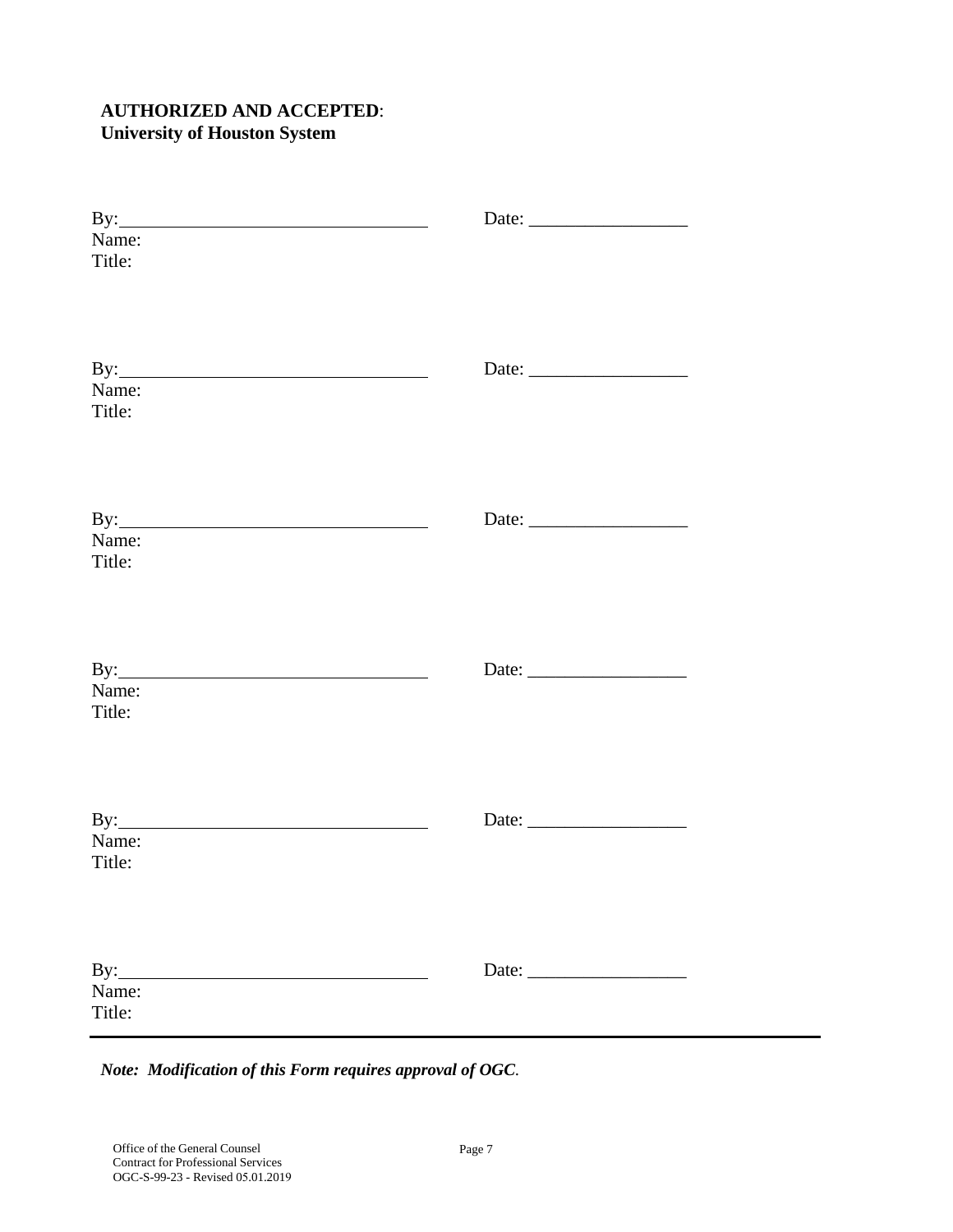**AUTHORIZED AND ACCEPTED**:
**University of Houston System**

By:\_\_\_\_\_\_\_\_\_\_\_\_\_\_\_\_\_\_\_\_\_\_\_\_\_\_\_\_\_\_\_\_\_\_ Date: \_\_\_\_\_\_\_\_\_\_\_\_\_\_\_\_\_
Name:
Title:

By:\_\_\_\_\_\_\_\_\_\_\_\_\_\_\_\_\_\_\_\_\_\_\_\_\_\_\_\_\_\_\_\_\_\_ Date: \_\_\_\_\_\_\_\_\_\_\_\_\_\_\_\_\_
Name:
Title:

By:\_\_\_\_\_\_\_\_\_\_\_\_\_\_\_\_\_\_\_\_\_\_\_\_\_\_\_\_\_\_\_\_\_\_ Date: \_\_\_\_\_\_\_\_\_\_\_\_\_\_\_\_\_
Name:
Title:

By:\_\_\_\_\_\_\_\_\_\_\_\_\_\_\_\_\_\_\_\_\_\_\_\_\_\_\_\_\_\_\_\_\_\_ Date: \_\_\_\_\_\_\_\_\_\_\_\_\_\_\_\_\_
Name:
Title:

By:\_\_\_\_\_\_\_\_\_\_\_\_\_\_\_\_\_\_\_\_\_\_\_\_\_\_\_\_\_\_\_\_\_\_ Date: \_\_\_\_\_\_\_\_\_\_\_\_\_\_\_\_\_
Name:
Title:

By:\_\_\_\_\_\_\_\_\_\_\_\_\_\_\_\_\_\_\_\_\_\_\_\_\_\_\_\_\_\_\_\_\_\_ Date: \_\_\_\_\_\_\_\_\_\_\_\_\_\_\_\_\_
Name:
Title:

---

***Note: Modification of this Form requires approval of OGC.***